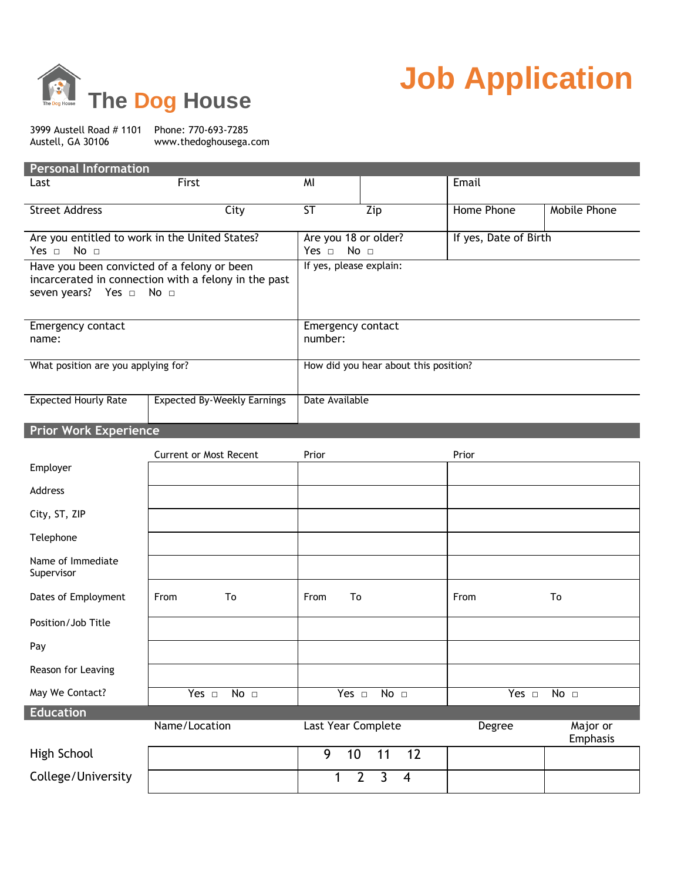# The Dog House

# Job Application

3999 Austell Road # 1101
Austell, GA 30106

Phone: 770-693-7285
www.thedoghousega.com

## Personal Information

| Last | First | MI | | Email | |
|---|---|---|---|---|---|
| Street Address | City | ST | Zip | Home Phone | Mobile Phone |
| Are you entitled to work in the United States? Yes ☐ No ☐ | | Are you 18 or older? Yes ☐ No ☐ | | If yes, Date of Birth | |
| Have you been convicted of a felony or been incarcerated in connection with a felony in the past seven years? Yes ☐ No ☐ | | If yes, please explain: | | | |
| Emergency contact name: | | Emergency contact number: | | | |
| What position are you applying for? | | How did you hear about this position? | | | |
| Expected Hourly Rate | Expected By-Weekly Earnings | Date Available | | | |

## Prior Work Experience

| | Current or Most Recent | Prior | Prior |
|---|---|---|---|
| Employer | | | |
| Address | | | |
| City, ST, ZIP | | | |
| Telephone | | | |
| Name of Immediate Supervisor | | | |
| Dates of Employment | From To | From To | From To |
| Position/Job Title | | | |
| Pay | | | |
| Reason for Leaving | | | |
| May We Contact? | Yes ☐ No ☐ | Yes ☐ No ☐ | Yes ☐ No ☐ |

## Education

| | Name/Location | Last Year Complete | Degree | Major or Emphasis |
|---|---|---|---|---|
| High School | | 9 10 11 12 | | |
| College/University | | 1 2 3 4 | | |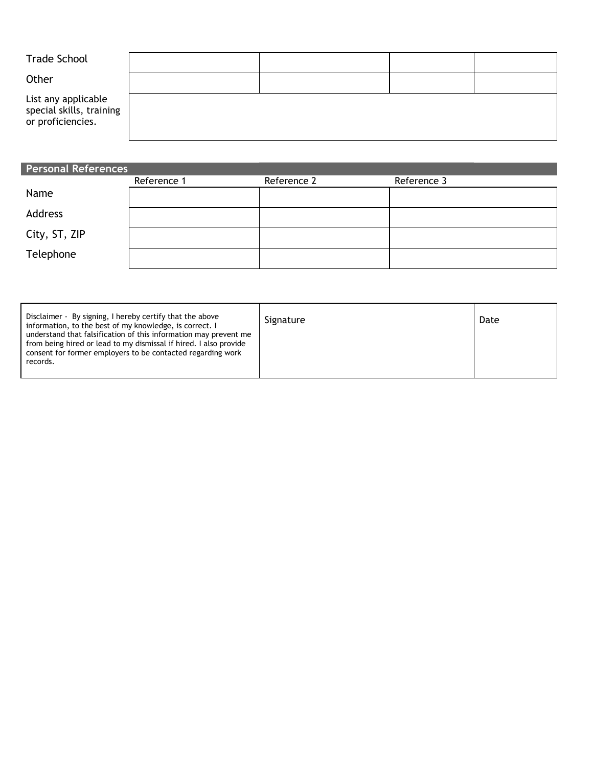| | | | | |
|---|---|---|---|---|
| Trade School | | | | |
| Other | | | | |
| List any applicable special skills, training or proficiencies. | | | | |

## Personal References

| | Reference 1 | Reference 2 | Reference 3 |
|---|---|---|---|
| Name | | | |
| Address | | | |
| City, ST, ZIP | | | |
| Telephone | | | |

| | | |
|---|---|---|
| Disclaimer - By signing, I hereby certify that the above information, to the best of my knowledge, is correct. I understand that falsification of this information may prevent me from being hired or lead to my dismissal if hired. I also provide consent for former employers to be contacted regarding work records. | Signature | Date |